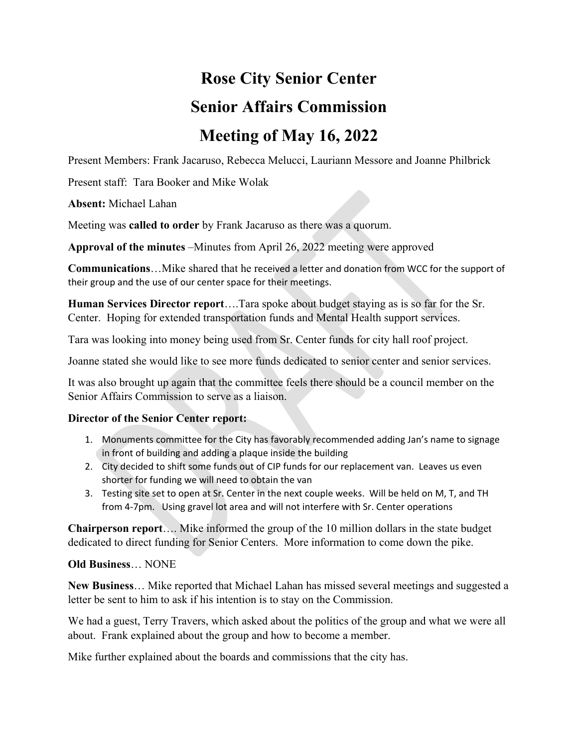# Rose City Senior Center

# Senior Affairs Commission

# Meeting of May 16, 2022

Present Members: Frank Jacaruso, Rebecca Melucci, Lauriann Messore and Joanne Philbrick

Present staff: Tara Booker and Mike Wolak

**Absent:** Michael Lahan

Meeting was **called to order** by Frank Jacaruso as there was a quorum.

**Approval of the minutes** –Minutes from April 26, 2022 meeting were approved

**Communications**…Mike shared that he received a letter and donation from WCC for the support of their group and the use of our center space for their meetings.

**Human Services Director report**….Tara spoke about budget staying as is so far for the Sr. Center. Hoping for extended transportation funds and Mental Health support services.

Tara was looking into money being used from Sr. Center funds for city hall roof project.

Joanne stated she would like to see more funds dedicated to senior center and senior services.

It was also brought up again that the committee feels there should be a council member on the Senior Affairs Commission to serve as a liaison.

**Director of the Senior Center report:**

1. Monuments committee for the City has favorably recommended adding Jan's name to signage in front of building and adding a plaque inside the building
2. City decided to shift some funds out of CIP funds for our replacement van. Leaves us even shorter for funding we will need to obtain the van
3. Testing site set to open at Sr. Center in the next couple weeks. Will be held on M, T, and TH from 4-7pm. Using gravel lot area and will not interfere with Sr. Center operations

**Chairperson report**…. Mike informed the group of the 10 million dollars in the state budget dedicated to direct funding for Senior Centers. More information to come down the pike.

**Old Business**… NONE

**New Business**… Mike reported that Michael Lahan has missed several meetings and suggested a letter be sent to him to ask if his intention is to stay on the Commission.

We had a guest, Terry Travers, which asked about the politics of the group and what we were all about. Frank explained about the group and how to become a member.

Mike further explained about the boards and commissions that the city has.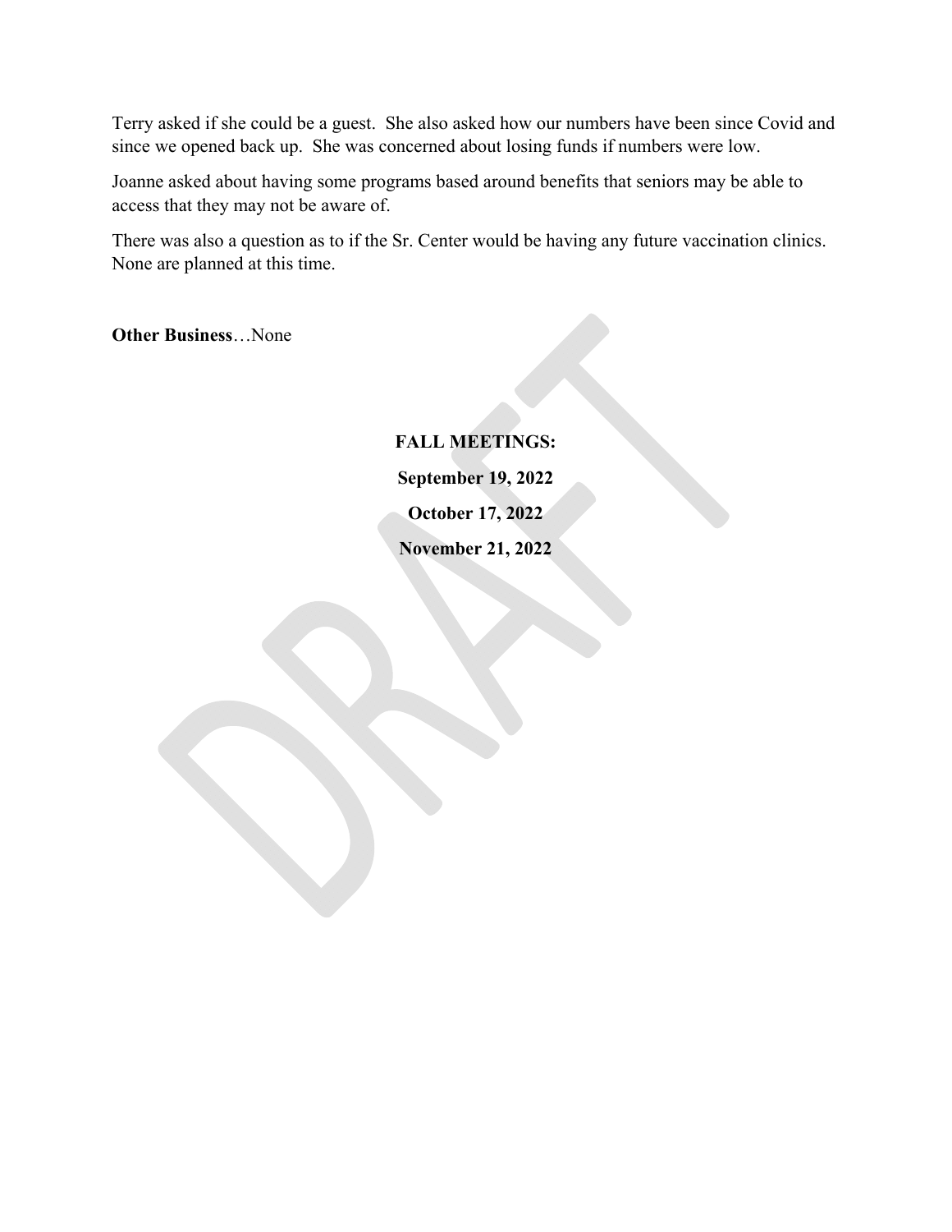Terry asked if she could be a guest. She also asked how our numbers have been since Covid and since we opened back up. She was concerned about losing funds if numbers were low.

Joanne asked about having some programs based around benefits that seniors may be able to access that they may not be aware of.

There was also a question as to if the Sr. Center would be having any future vaccination clinics. None are planned at this time.

**Other Business**…None

**FALL MEETINGS:**

**September 19, 2022**

**October 17, 2022**

**November 21, 2022**